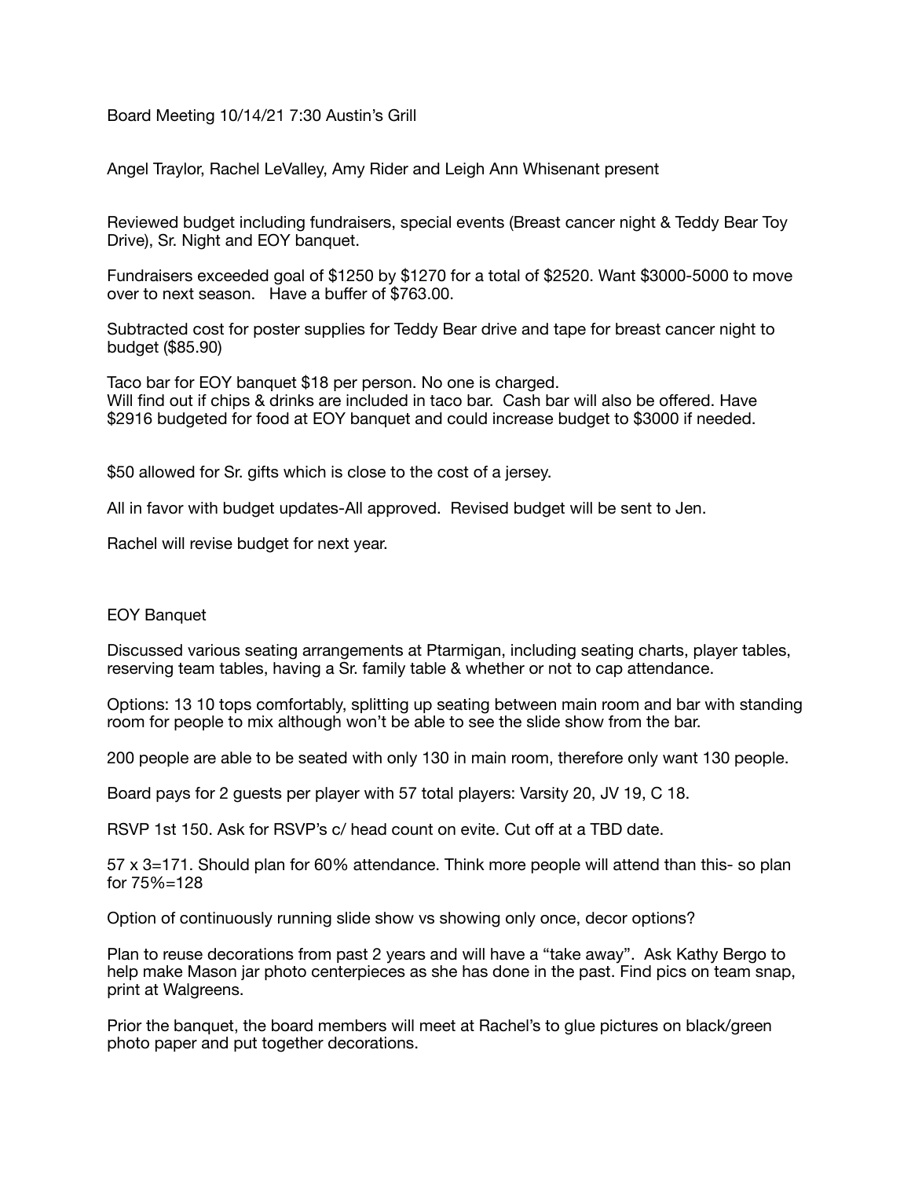Board Meeting 10/14/21 7:30 Austin's Grill

Angel Traylor, Rachel LeValley, Amy Rider and Leigh Ann Whisenant present

Reviewed budget including fundraisers, special events (Breast cancer night & Teddy Bear Toy Drive), Sr. Night and EOY banquet.

Fundraisers exceeded goal of $1250 by $1270 for a total of $2520. Want $3000-5000 to move over to next season. Have a buffer of $763.00.

Subtracted cost for poster supplies for Teddy Bear drive and tape for breast cancer night to budget ($85.90)

Taco bar for EOY banquet $18 per person. No one is charged.
Will find out if chips & drinks are included in taco bar. Cash bar will also be offered. Have $2916 budgeted for food at EOY banquet and could increase budget to $3000 if needed.

$50 allowed for Sr. gifts which is close to the cost of a jersey.

All in favor with budget updates-All approved. Revised budget will be sent to Jen.

Rachel will revise budget for next year.

EOY Banquet

Discussed various seating arrangements at Ptarmigan, including seating charts, player tables, reserving team tables, having a Sr. family table & whether or not to cap attendance.

Options: 13 10 tops comfortably, splitting up seating between main room and bar with standing room for people to mix although won't be able to see the slide show from the bar.

200 people are able to be seated with only 130 in main room, therefore only want 130 people.

Board pays for 2 guests per player with 57 total players: Varsity 20, JV 19, C 18.

RSVP 1st 150. Ask for RSVP's c/ head count on evite. Cut off at a TBD date.

57 x 3=171. Should plan for 60% attendance. Think more people will attend than this- so plan for 75%=128

Option of continuously running slide show vs showing only once, decor options?

Plan to reuse decorations from past 2 years and will have a "take away". Ask Kathy Bergo to help make Mason jar photo centerpieces as she has done in the past. Find pics on team snap, print at Walgreens.

Prior the banquet, the board members will meet at Rachel's to glue pictures on black/green photo paper and put together decorations.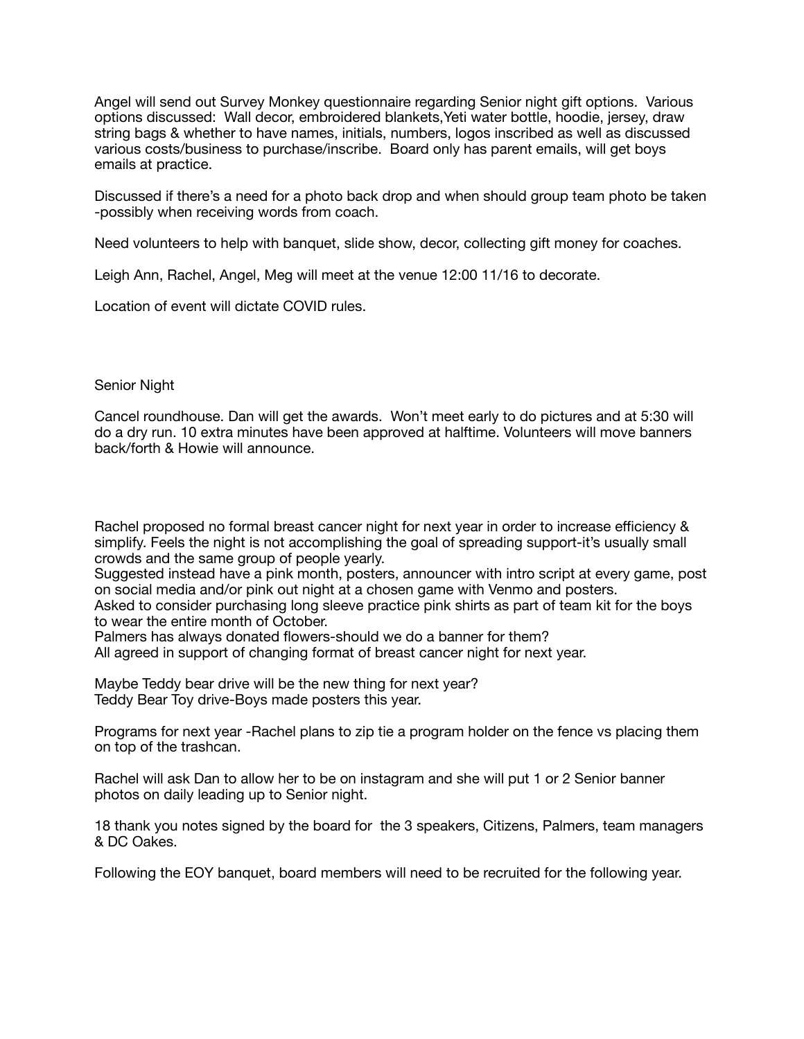Angel will send out Survey Monkey questionnaire regarding Senior night gift options. Various options discussed: Wall decor, embroidered blankets,Yeti water bottle, hoodie, jersey, draw string bags & whether to have names, initials, numbers, logos inscribed as well as discussed various costs/business to purchase/inscribe. Board only has parent emails, will get boys emails at practice.

Discussed if there's a need for a photo back drop and when should group team photo be taken -possibly when receiving words from coach.

Need volunteers to help with banquet, slide show, decor, collecting gift money for coaches.

Leigh Ann, Rachel, Angel, Meg will meet at the venue 12:00 11/16 to decorate.

Location of event will dictate COVID rules.

Senior Night

Cancel roundhouse. Dan will get the awards. Won't meet early to do pictures and at 5:30 will do a dry run. 10 extra minutes have been approved at halftime. Volunteers will move banners back/forth & Howie will announce.

Rachel proposed no formal breast cancer night for next year in order to increase efficiency & simplify. Feels the night is not accomplishing the goal of spreading support-it's usually small crowds and the same group of people yearly.
Suggested instead have a pink month, posters, announcer with intro script at every game, post on social media and/or pink out night at a chosen game with Venmo and posters.
Asked to consider purchasing long sleeve practice pink shirts as part of team kit for the boys to wear the entire month of October.
Palmers has always donated flowers-should we do a banner for them?
All agreed in support of changing format of breast cancer night for next year.

Maybe Teddy bear drive will be the new thing for next year?
Teddy Bear Toy drive-Boys made posters this year.

Programs for next year -Rachel plans to zip tie a program holder on the fence vs placing them on top of the trashcan.

Rachel will ask Dan to allow her to be on instagram and she will put 1 or 2 Senior banner photos on daily leading up to Senior night.

18 thank you notes signed by the board for the 3 speakers, Citizens, Palmers, team managers & DC Oakes.

Following the EOY banquet, board members will need to be recruited for the following year.